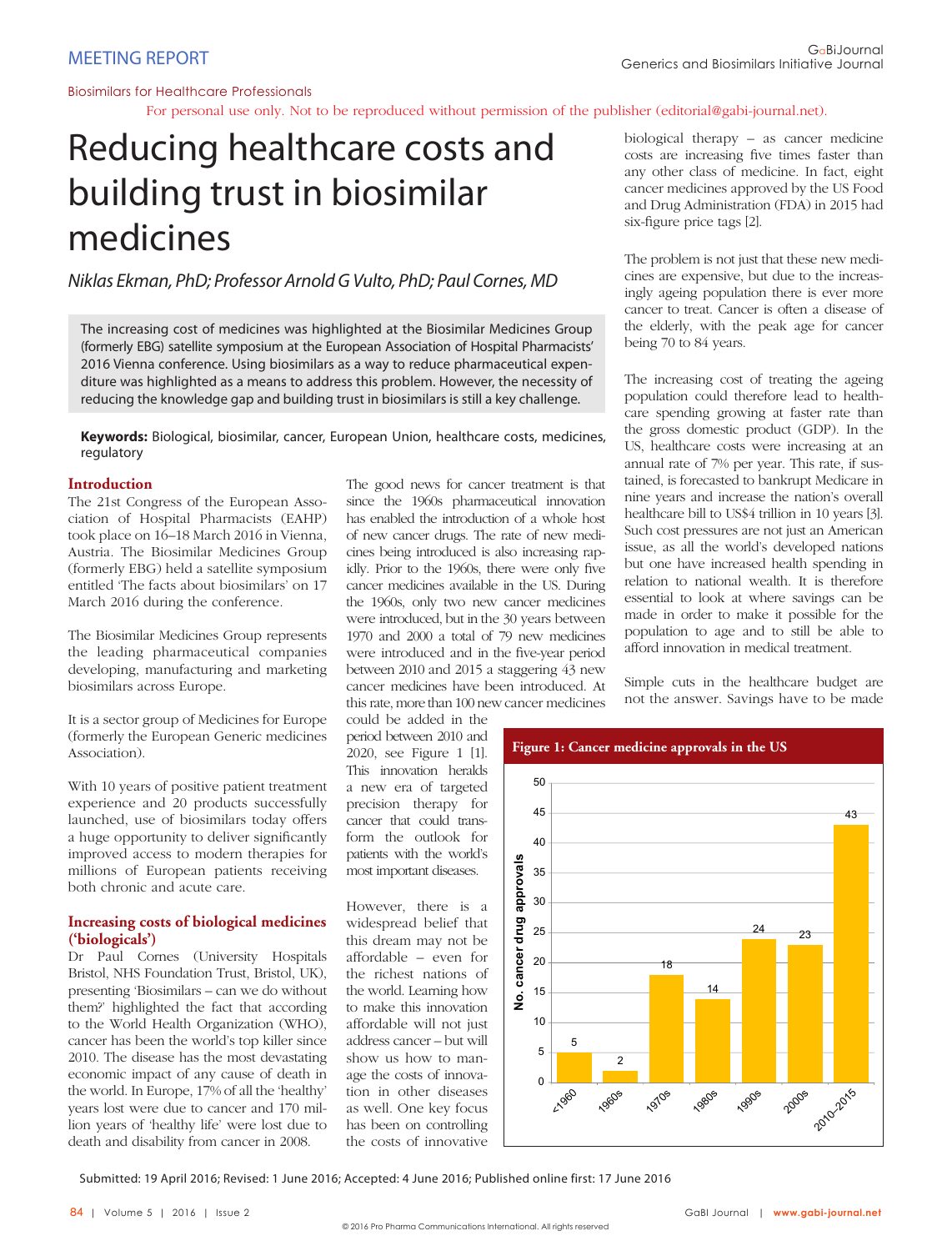MEETING REPORT

Biosimilars for Healthcare Professionals

For personal use only. Not to be reproduced without permission of the publisher (editorial@gabi-journal.net).

# Reducing healthcare costs and building trust in biosimilar medicines

*Niklas Ekman, PhD; Professor Arnold G Vulto, PhD; Paul Cornes, MD*

The increasing cost of medicines was highlighted at the Biosimilar Medicines Group (formerly EBG) satellite symposium at the European Association of Hospital Pharmacists' 2016 Vienna conference. Using biosimilars as a way to reduce pharmaceutical expenditure was highlighted as a means to address this problem. However, the necessity of reducing the knowledge gap and building trust in biosimilars is still a key challenge.

**Keywords:** Biological, biosimilar, cancer, European Union, healthcare costs, medicines, regulatory

## Introduction

The 21st Congress of the European Association of Hospital Pharmacists (EAHP) took place on 16–18 March 2016 in Vienna, Austria. The Biosimilar Medicines Group (formerly EBG) held a satellite symposium entitled 'The facts about biosimilars' on 17 March 2016 during the conference.

The Biosimilar Medicines Group represents the leading pharmaceutical companies developing, manufacturing and marketing biosimilars across Europe.

It is a sector group of Medicines for Europe (formerly the European Generic medicines Association).

With 10 years of positive patient treatment experience and 20 products successfully launched, use of biosimilars today offers a huge opportunity to deliver significantly improved access to modern therapies for millions of European patients receiving both chronic and acute care.

## Increasing costs of biological medicines ('biologicals')

Dr Paul Cornes (University Hospitals Bristol, NHS Foundation Trust, Bristol, UK), presenting 'Biosimilars – can we do without them?' highlighted the fact that according to the World Health Organization (WHO), cancer has been the world's top killer since 2010. The disease has the most devastating economic impact of any cause of death in the world. In Europe, 17% of all the 'healthy' years lost were due to cancer and 170 million years of 'healthy life' were lost due to death and disability from cancer in 2008.

The good news for cancer treatment is that since the 1960s pharmaceutical innovation has enabled the introduction of a whole host of new cancer drugs. The rate of new medicines being introduced is also increasing rapidly. Prior to the 1960s, there were only five cancer medicines available in the US. During the 1960s, only two new cancer medicines were introduced, but in the 30 years between 1970 and 2000 a total of 79 new medicines were introduced and in the five-year period between 2010 and 2015 a staggering 43 new cancer medicines have been introduced. At this rate, more than 100 new cancer medicines could be added in the period between 2010 and 2020, see Figure 1 [1]. This innovation heralds a new era of targeted precision therapy for cancer that could transform the outlook for patients with the world's most important diseases.

However, there is a widespread belief that this dream may not be affordable – even for the richest nations of the world. Learning how to make this innovation affordable will not just address cancer – but will show us how to manage the costs of innovation in other diseases as well. One key focus has been on controlling the costs of innovative biological therapy – as cancer medicine costs are increasing five times faster than any other class of medicine. In fact, eight cancer medicines approved by the US Food and Drug Administration (FDA) in 2015 had six-figure price tags [2].

**Figure 1: Cancer medicine approvals in the US**

| Period | No. cancer drug approvals |
|---|---|
| <1960 | 5 |
| 1960s | 2 |
| 1970s | 18 |
| 1980s | 14 |
| 1990s | 24 |
| 2000s | 23 |
| 2010–2015 | 43 |

The problem is not just that these new medicines are expensive, but due to the increasingly ageing population there is ever more cancer to treat. Cancer is often a disease of the elderly, with the peak age for cancer being 70 to 84 years.

The increasing cost of treating the ageing population could therefore lead to healthcare spending growing at faster rate than the gross domestic product (GDP). In the US, healthcare costs were increasing at an annual rate of 7% per year. This rate, if sustained, is forecasted to bankrupt Medicare in nine years and increase the nation's overall healthcare bill to US$4 trillion in 10 years [3]. Such cost pressures are not just an American issue, as all the world's developed nations but one have increased health spending in relation to national wealth. It is therefore essential to look at where savings can be made in order to make it possible for the population to age and to still be able to afford innovation in medical treatment.

Simple cuts in the healthcare budget are not the answer. Savings have to be made

Submitted: 19 April 2016; Revised: 1 June 2016; Accepted: 4 June 2016; Published online first: 17 June 2016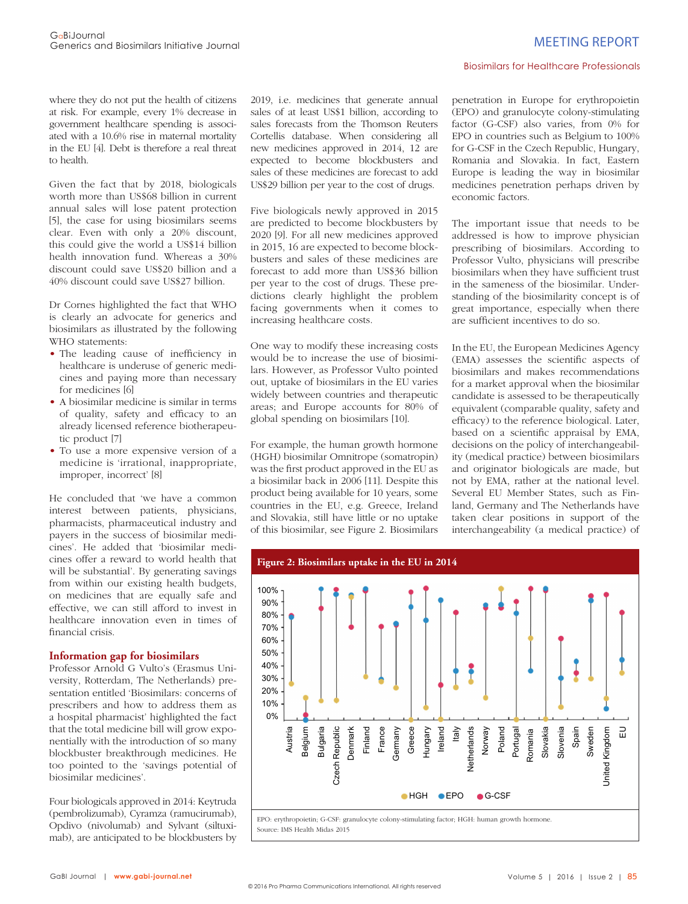where they do not put the health of citizens at risk. For example, every 1% decrease in government healthcare spending is associated with a 10.6% rise in maternal mortality in the EU [4]. Debt is therefore a real threat to health.

Given the fact that by 2018, biologicals worth more than US$68 billion in current annual sales will lose patent protection [5], the case for using biosimilars seems clear. Even with only a 20% discount, this could give the world a US$14 billion health innovation fund. Whereas a 30% discount could save US$20 billion and a 40% discount could save US$27 billion.

Dr Cornes highlighted the fact that WHO is clearly an advocate for generics and biosimilars as illustrated by the following WHO statements:

- The leading cause of inefficiency in healthcare is underuse of generic medicines and paying more than necessary for medicines [6]
- A biosimilar medicine is similar in terms of quality, safety and efficacy to an already licensed reference biotherapeutic product [7]
- To use a more expensive version of a medicine is 'irrational, inappropriate, improper, incorrect' [8]

He concluded that 'we have a common interest between patients, physicians, pharmacists, pharmaceutical industry and payers in the success of biosimilar medicines'. He added that 'biosimilar medicines offer a reward to world health that will be substantial'. By generating savings from within our existing health budgets, on medicines that are equally safe and effective, we can still afford to invest in healthcare innovation even in times of financial crisis.

## Information gap for biosimilars

Professor Arnold G Vulto's (Erasmus University, Rotterdam, The Netherlands) presentation entitled 'Biosimilars: concerns of prescribers and how to address them as a hospital pharmacist' highlighted the fact that the total medicine bill will grow exponentially with the introduction of so many blockbuster breakthrough medicines. He too pointed to the 'savings potential of biosimilar medicines'.

Four biologicals approved in 2014: Keytruda (pembrolizumab), Cyramza (ramucirumab), Opdivo (nivolumab) and Sylvant (siltuximab), are anticipated to be blockbusters by 2019, i.e. medicines that generate annual sales of at least US$1 billion, according to sales forecasts from the Thomson Reuters Cortellis database. When considering all new medicines approved in 2014, 12 are expected to become blockbusters and sales of these medicines are forecast to add US$29 billion per year to the cost of drugs.

Five biologicals newly approved in 2015 are predicted to become blockbusters by 2020 [9]. For all new medicines approved in 2015, 16 are expected to become blockbusters and sales of these medicines are forecast to add more than US$36 billion per year to the cost of drugs. These predictions clearly highlight the problem facing governments when it comes to increasing healthcare costs.

One way to modify these increasing costs would be to increase the use of biosimilars. However, as Professor Vulto pointed out, uptake of biosimilars in the EU varies widely between countries and therapeutic areas; and Europe accounts for 80% of global spending on biosimilars [10].

For example, the human growth hormone (HGH) biosimilar Omnitrope (somatropin) was the first product approved in the EU as a biosimilar back in 2006 [11]. Despite this product being available for 10 years, some countries in the EU, e.g. Greece, Ireland and Slovakia, still have little or no uptake of this biosimilar, see Figure 2. Biosimilars penetration in Europe for erythropoietin (EPO) and granulocyte colony-stimulating factor (G-CSF) also varies, from 0% for EPO in countries such as Belgium to 100% for G-CSF in the Czech Republic, Hungary, Romania and Slovakia. In fact, Eastern Europe is leading the way in biosimilar medicines penetration perhaps driven by economic factors.

The important issue that needs to be addressed is how to improve physician prescribing of biosimilars. According to Professor Vulto, physicians will prescribe biosimilars when they have sufficient trust in the sameness of the biosimilar. Understanding of the biosimilarity concept is of great importance, especially when there are sufficient incentives to do so.

In the EU, the European Medicines Agency (EMA) assesses the scientific aspects of biosimilars and makes recommendations for a market approval when the biosimilar candidate is assessed to be therapeutically equivalent (comparable quality, safety and efficacy) to the reference biological. Later, based on a scientific appraisal by EMA, decisions on the policy of interchangeability (medical practice) between biosimilars and originator biologicals are made, but not by EMA, rather at the national level. Several EU Member States, such as Finland, Germany and The Netherlands have taken clear positions in support of the interchangeability (a medical practice) of

**Figure 2: Biosimilars uptake in the EU in 2014**

EPO: erythropoietin; G-CSF: granulocyte colony-stimulating factor; HGH: human growth hormone.
Source: IMS Health Midas 2015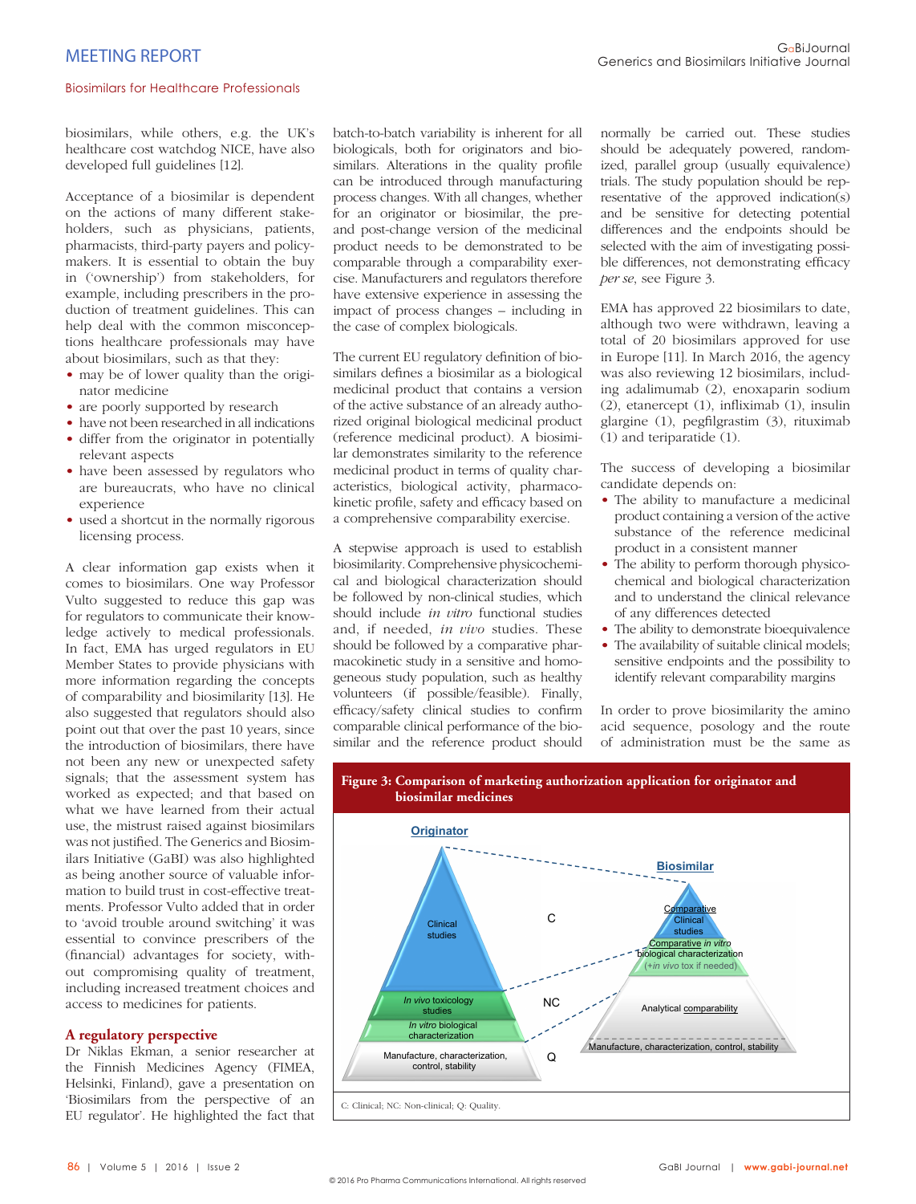biosimilars, while others, e.g. the UK's healthcare cost watchdog NICE, have also developed full guidelines [12].

Acceptance of a biosimilar is dependent on the actions of many different stakeholders, such as physicians, patients, pharmacists, third-party payers and policymakers. It is essential to obtain the buy in ('ownership') from stakeholders, for example, including prescribers in the production of treatment guidelines. This can help deal with the common misconceptions healthcare professionals may have about biosimilars, such as that they:

- may be of lower quality than the originator medicine
- are poorly supported by research
- have not been researched in all indications
- differ from the originator in potentially relevant aspects
- have been assessed by regulators who are bureaucrats, who have no clinical experience
- used a shortcut in the normally rigorous licensing process.

A clear information gap exists when it comes to biosimilars. One way Professor Vulto suggested to reduce this gap was for regulators to communicate their knowledge actively to medical professionals. In fact, EMA has urged regulators in EU Member States to provide physicians with more information regarding the concepts of comparability and biosimilarity [13]. He also suggested that regulators should also point out that over the past 10 years, since the introduction of biosimilars, there have not been any new or unexpected safety signals; that the assessment system has worked as expected; and that based on what we have learned from their actual use, the mistrust raised against biosimilars was not justified. The Generics and Biosimilars Initiative (GaBI) was also highlighted as being another source of valuable information to build trust in cost-effective treatments. Professor Vulto added that in order to 'avoid trouble around switching' it was essential to convince prescribers of the (financial) advantages for society, without compromising quality of treatment, including increased treatment choices and access to medicines for patients.

## A regulatory perspective

Dr Niklas Ekman, a senior researcher at the Finnish Medicines Agency (FIMEA, Helsinki, Finland), gave a presentation on 'Biosimilars from the perspective of an EU regulator'. He highlighted the fact that batch-to-batch variability is inherent for all biologicals, both for originators and biosimilars. Alterations in the quality profile can be introduced through manufacturing process changes. With all changes, whether for an originator or biosimilar, the pre- and post-change version of the medicinal product needs to be demonstrated to be comparable through a comparability exercise. Manufacturers and regulators therefore have extensive experience in assessing the impact of process changes – including in the case of complex biologicals.

The current EU regulatory definition of biosimilars defines a biosimilar as a biological medicinal product that contains a version of the active substance of an already authorized original biological medicinal product (reference medicinal product). A biosimilar demonstrates similarity to the reference medicinal product in terms of quality characteristics, biological activity, pharmacokinetic profile, safety and efficacy based on a comprehensive comparability exercise.

A stepwise approach is used to establish biosimilarity. Comprehensive physicochemical and biological characterization should be followed by non-clinical studies, which should include *in vitro* functional studies and, if needed, *in vivo* studies. These should be followed by a comparative pharmacokinetic study in a sensitive and homogeneous study population, such as healthy volunteers (if possible/feasible). Finally, efficacy/safety clinical studies to confirm comparable clinical performance of the biosimilar and the reference product should normally be carried out. These studies should be adequately powered, randomized, parallel group (usually equivalence) trials. The study population should be representative of the approved indication(s) and be sensitive for detecting potential differences and the endpoints should be selected with the aim of investigating possible differences, not demonstrating efficacy *per se*, see Figure 3.

EMA has approved 22 biosimilars to date, although two were withdrawn, leaving a total of 20 biosimilars approved for use in Europe [11]. In March 2016, the agency was also reviewing 12 biosimilars, including adalimumab (2), enoxaparin sodium (2), etanercept (1), infliximab (1), insulin glargine (1), pegfilgrastim (3), rituximab (1) and teriparatide (1).

The success of developing a biosimilar candidate depends on:

- The ability to manufacture a medicinal product containing a version of the active substance of the reference medicinal product in a consistent manner
- The ability to perform thorough physicochemical and biological characterization and to understand the clinical relevance of any differences detected
- The ability to demonstrate bioequivalence
- The availability of suitable clinical models; sensitive endpoints and the possibility to identify relevant comparability margins

In order to prove biosimilarity the amino acid sequence, posology and the route of administration must be the same as

**Figure 3: Comparison of marketing authorization application for originator and biosimilar medicines**

| | Originator | Biosimilar |
|---|---|---|
| C | Clinical studies | Comparative Clinical studies |
| NC | *In vivo* toxicology studies; *In vitro* biological characterization | Comparative *in vitro* biological characterization (+*in vivo* tox if needed) |
| Q | Manufacture, characterization, control, stability | Analytical comparability; Manufacture, characterization, control, stability |

C: Clinical; NC: Non-clinical; Q: Quality.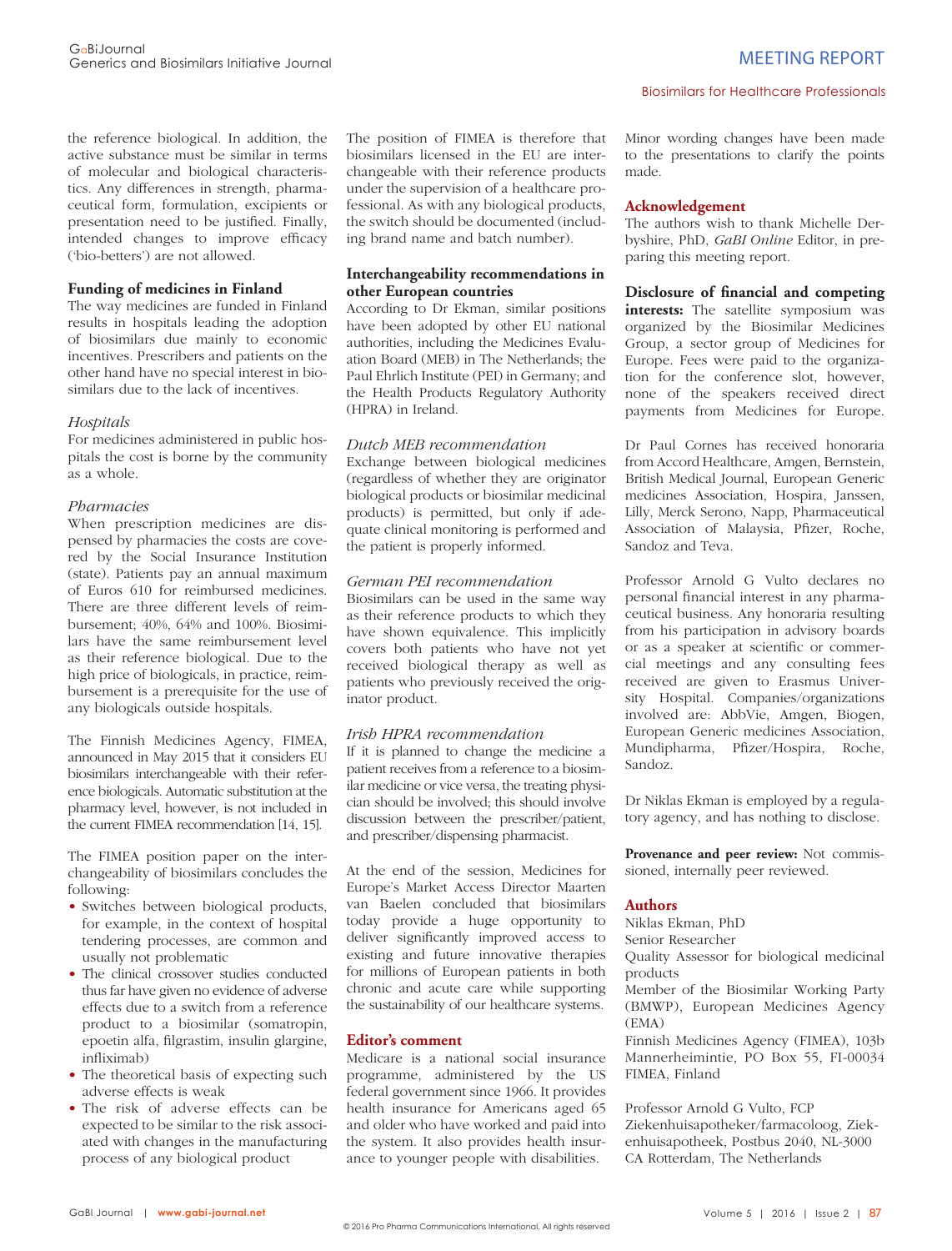the reference biological. In addition, the active substance must be similar in terms of molecular and biological characteristics. Any differences in strength, pharmaceutical form, formulation, excipients or presentation need to be justified. Finally, intended changes to improve efficacy ('bio-betters') are not allowed.

**Funding of medicines in Finland**

The way medicines are funded in Finland results in hospitals leading the adoption of biosimilars due mainly to economic incentives. Prescribers and patients on the other hand have no special interest in biosimilars due to the lack of incentives.

*Hospitals*

For medicines administered in public hospitals the cost is borne by the community as a whole.

*Pharmacies*

When prescription medicines are dispensed by pharmacies the costs are covered by the Social Insurance Institution (state). Patients pay an annual maximum of Euros 610 for reimbursed medicines. There are three different levels of reimbursement; 40%, 64% and 100%. Biosimilars have the same reimbursement level as their reference biological. Due to the high price of biologicals, in practice, reimbursement is a prerequisite for the use of any biologicals outside hospitals.

The Finnish Medicines Agency, FIMEA, announced in May 2015 that it considers EU biosimilars interchangeable with their reference biologicals. Automatic substitution at the pharmacy level, however, is not included in the current FIMEA recommendation [14, 15].

The FIMEA position paper on the interchangeability of biosimilars concludes the following:

- Switches between biological products, for example, in the context of hospital tendering processes, are common and usually not problematic
- The clinical crossover studies conducted thus far have given no evidence of adverse effects due to a switch from a reference product to a biosimilar (somatropin, epoetin alfa, filgrastim, insulin glargine, infliximab)
- The theoretical basis of expecting such adverse effects is weak
- The risk of adverse effects can be expected to be similar to the risk associated with changes in the manufacturing process of any biological product

The position of FIMEA is therefore that biosimilars licensed in the EU are interchangeable with their reference products under the supervision of a healthcare professional. As with any biological products, the switch should be documented (including brand name and batch number).

**Interchangeability recommendations in other European countries**

According to Dr Ekman, similar positions have been adopted by other EU national authorities, including the Medicines Evaluation Board (MEB) in The Netherlands; the Paul Ehrlich Institute (PEI) in Germany; and the Health Products Regulatory Authority (HPRA) in Ireland.

*Dutch MEB recommendation*

Exchange between biological medicines (regardless of whether they are originator biological products or biosimilar medicinal products) is permitted, but only if adequate clinical monitoring is performed and the patient is properly informed.

*German PEI recommendation*

Biosimilars can be used in the same way as their reference products to which they have shown equivalence. This implicitly covers both patients who have not yet received biological therapy as well as patients who previously received the originator product.

*Irish HPRA recommendation*

If it is planned to change the medicine a patient receives from a reference to a biosimilar medicine or vice versa, the treating physician should be involved; this should involve discussion between the prescriber/patient, and prescriber/dispensing pharmacist.

At the end of the session, Medicines for Europe's Market Access Director Maarten van Baelen concluded that biosimilars today provide a huge opportunity to deliver significantly improved access to existing and future innovative therapies for millions of European patients in both chronic and acute care while supporting the sustainability of our healthcare systems.

**Editor's comment**

Medicare is a national social insurance programme, administered by the US federal government since 1966. It provides health insurance for Americans aged 65 and older who have worked and paid into the system. It also provides health insurance to younger people with disabilities.

Minor wording changes have been made to the presentations to clarify the points made.

**Acknowledgement**

The authors wish to thank Michelle Derbyshire, PhD, *GaBI Online* Editor, in preparing this meeting report.

**Disclosure of financial and competing interests:** The satellite symposium was organized by the Biosimilar Medicines Group, a sector group of Medicines for Europe. Fees were paid to the organization for the conference slot, however, none of the speakers received direct payments from Medicines for Europe.

Dr Paul Cornes has received honoraria from Accord Healthcare, Amgen, Bernstein, British Medical Journal, European Generic medicines Association, Hospira, Janssen, Lilly, Merck Serono, Napp, Pharmaceutical Association of Malaysia, Pfizer, Roche, Sandoz and Teva.

Professor Arnold G Vulto declares no personal financial interest in any pharmaceutical business. Any honoraria resulting from his participation in advisory boards or as a speaker at scientific or commercial meetings and any consulting fees received are given to Erasmus University Hospital. Companies/organizations involved are: AbbVie, Amgen, Biogen, European Generic medicines Association, Mundipharma, Pfizer/Hospira, Roche, Sandoz.

Dr Niklas Ekman is employed by a regulatory agency, and has nothing to disclose.

**Provenance and peer review:** Not commissioned, internally peer reviewed.

**Authors**

Niklas Ekman, PhD
Senior Researcher
Quality Assessor for biological medicinal products
Member of the Biosimilar Working Party (BMWP), European Medicines Agency (EMA)
Finnish Medicines Agency (FIMEA), 103b Mannerheimintie, PO Box 55, FI-00034 FIMEA, Finland

Professor Arnold G Vulto, FCP
Ziekenhuisapotheker/farmacoloog, Ziekenhuisapotheek, Postbus 2040, NL-3000 CA Rotterdam, The Netherlands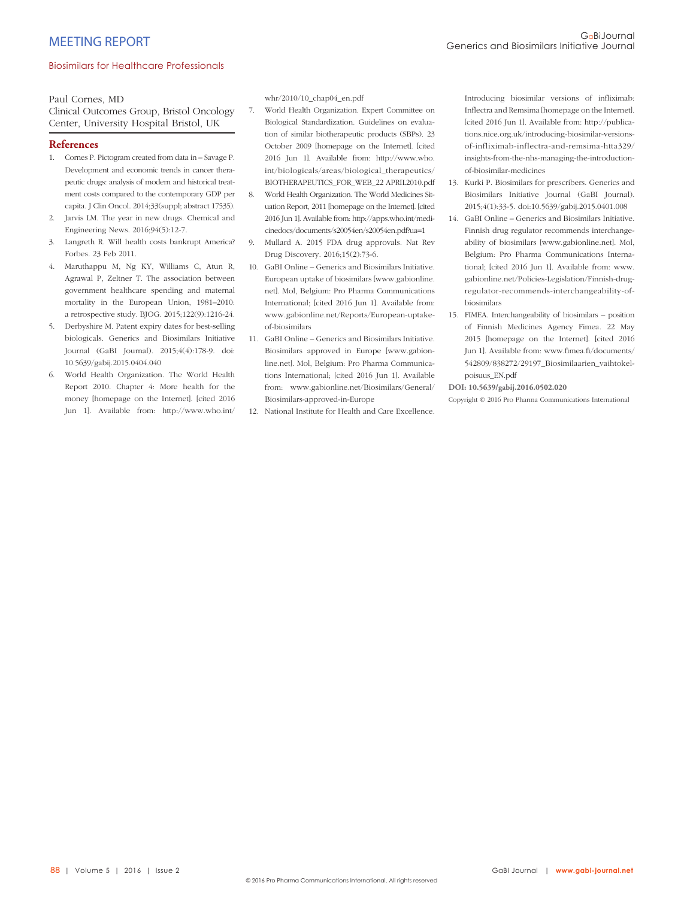Paul Cornes, MD
Clinical Outcomes Group, Bristol Oncology Center, University Hospital Bristol, UK

## References

1. Cornes P. Pictogram created from data in – Savage P. Development and economic trends in cancer therapeutic drugs: analysis of modern and historical treatment costs compared to the contemporary GDP per capita. J Clin Oncol. 2014;33(suppl; abstract 17535).
2. Jarvis LM. The year in new drugs. Chemical and Engineering News. 2016;94(5):12-7.
3. Langreth R. Will health costs bankrupt America? Forbes. 23 Feb 2011.
4. Maruthappu M, Ng KY, Williams C, Atun R, Agrawal P, Zeltner T. The association between government healthcare spending and maternal mortality in the European Union, 1981–2010: a retrospective study. BJOG. 2015;122(9):1216-24.
5. Derbyshire M. Patent expiry dates for best-selling biologicals. Generics and Biosimilars Initiative Journal (GaBI Journal). 2015;4(4):178-9. doi: 10.5639/gabij.2015.0404.040
6. World Health Organization. The World Health Report 2010. Chapter 4: More health for the money [homepage on the Internet]. [cited 2016 Jun 1]. Available from: http://www.who.int/whr/2010/10_chap04_en.pdf
7. World Health Organization. Expert Committee on Biological Standardization. Guidelines on evaluation of similar biotherapeutic products (SBPs). 23 October 2009 [homepage on the Internet]. [cited 2016 Jun 1]. Available from: http://www.who.int/biologicals/areas/biological_therapeutics/BIOTHERAPEUTICS_FOR_WEB_22 APRIL2010.pdf
8. World Health Organization. The World Medicines Situation Report, 2011 [homepage on the Internet]. [cited 2016 Jun 1]. Available from: http://apps.who.int/medicinedocs/documents/s20054en/s20054en.pdf?ua=1
9. Mullard A. 2015 FDA drug approvals. Nat Rev Drug Discovery. 2016;15(2):73-6.
10. GaBI Online – Generics and Biosimilars Initiative. European uptake of biosimilars [www.gabionline.net]. Mol, Belgium: Pro Pharma Communications International; [cited 2016 Jun 1]. Available from: www.gabionline.net/Reports/European-uptake-of-biosimilars
11. GaBI Online – Generics and Biosimilars Initiative. Biosimilars approved in Europe [www.gabionline.net]. Mol, Belgium: Pro Pharma Communications International; [cited 2016 Jun 1]. Available from: www.gabionline.net/Biosimilars/General/Biosimilars-approved-in-Europe
12. National Institute for Health and Care Excellence. Introducing biosimilar versions of infliximab: Inflectra and Remsima [homepage on the Internet]. [cited 2016 Jun 1]. Available from: http://publications.nice.org.uk/introducing-biosimilar-versions-of-infliximab-inflectra-and-remsima-htta329/insights-from-the-nhs-managing-the-introduction-of-biosimilar-medicines
13. Kurki P. Biosimilars for prescribers. Generics and Biosimilars Initiative Journal (GaBI Journal). 2015;4(1):33-5. doi:10.5639/gabij.2015.0401.008
14. GaBI Online – Generics and Biosimilars Initiative. Finnish drug regulator recommends interchangeability of biosimilars [www.gabionline.net]. Mol, Belgium: Pro Pharma Communications International; [cited 2016 Jun 1]. Available from: www.gabionline.net/Policies-Legislation/Finnish-drug-regulator-recommends-interchangeability-of-biosimilars
15. FIMEA. Interchangeability of biosimilars – position of Finnish Medicines Agency Fimea. 22 May 2015 [homepage on the Internet]. [cited 2016 Jun 1]. Available from: www.fimea.fi/documents/542809/838272/29197_Biosimilaarien_vaihtokelpoisuus_EN.pdf

**DOI: 10.5639/gabij.2016.0502.020**

Copyright © 2016 Pro Pharma Communications International